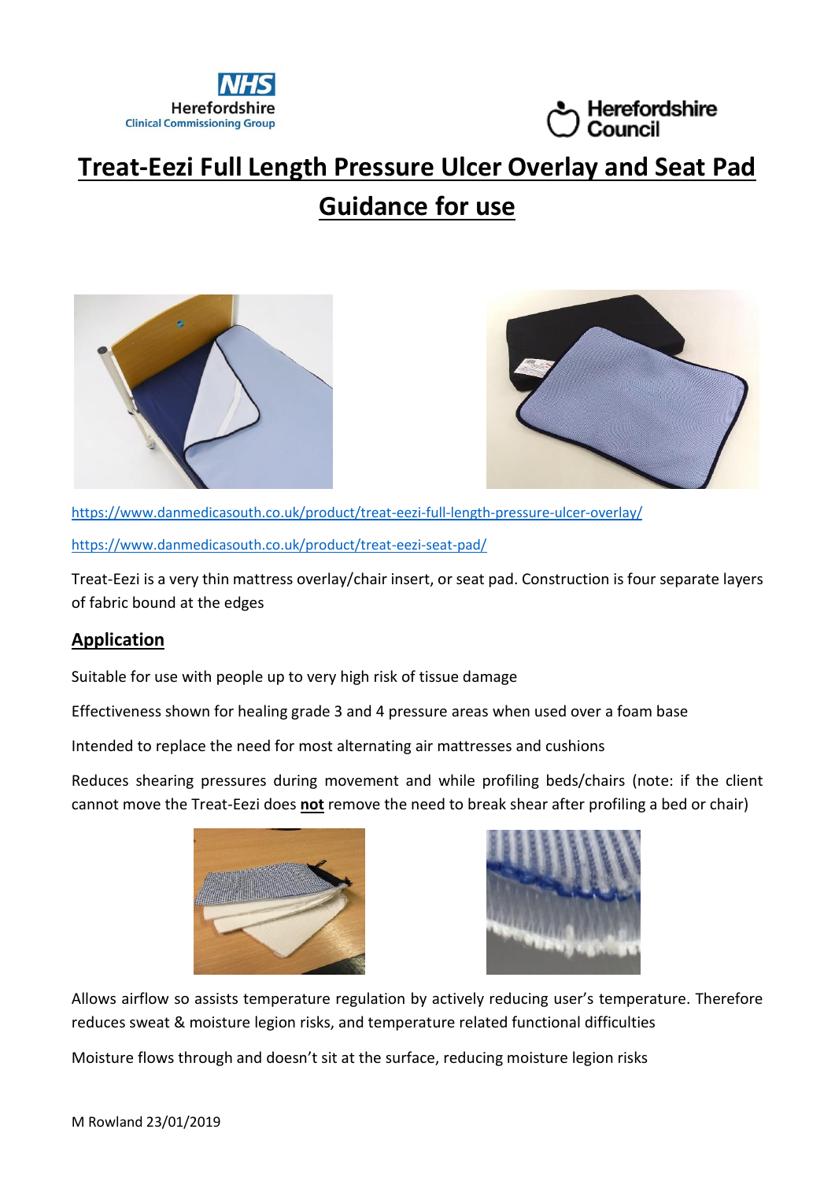# Treat-Eezi Full Length Pressure Ulcer Overlay and Seat Pad Guidance for use

https://www.danmedicasouth.co.uk/product/treat-eezi-full-length-pressure-ulcer-overlay/

https://www.danmedicasouth.co.uk/product/treat-eezi-seat-pad/

Treat-Eezi is a very thin mattress overlay/chair insert, or seat pad. Construction is four separate layers of fabric bound at the edges

## Application

Suitable for use with people up to very high risk of tissue damage

Effectiveness shown for healing grade 3 and 4 pressure areas when used over a foam base

Intended to replace the need for most alternating air mattresses and cushions

Reduces shearing pressures during movement and while profiling beds/chairs (note: if the client cannot move the Treat-Eezi does **not** remove the need to break shear after profiling a bed or chair)

Allows airflow so assists temperature regulation by actively reducing user's temperature. Therefore reduces sweat & moisture legion risks, and temperature related functional difficulties

Moisture flows through and doesn't sit at the surface, reducing moisture legion risks

M Rowland 23/01/2019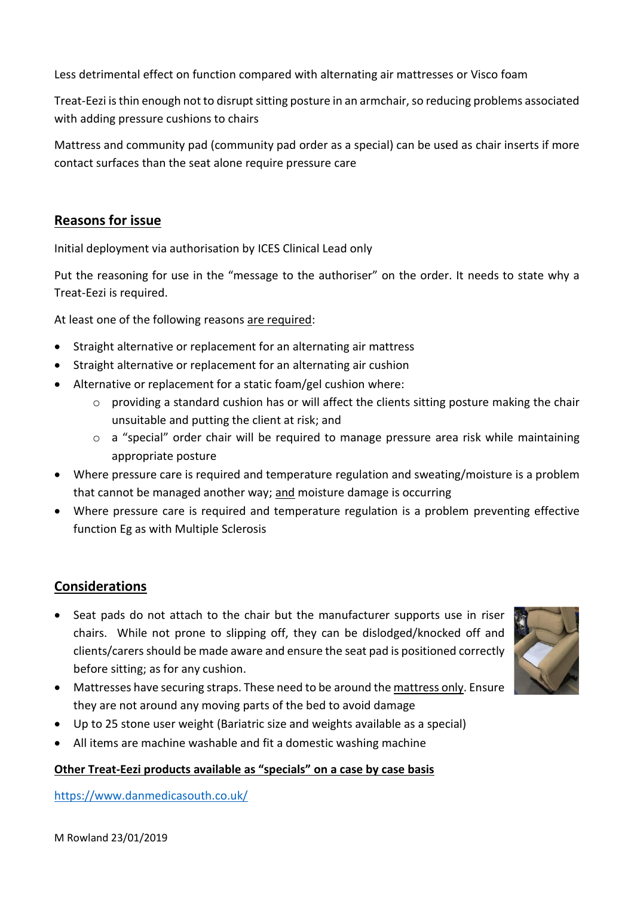Less detrimental effect on function compared with alternating air mattresses or Visco foam

Treat-Eezi is thin enough not to disrupt sitting posture in an armchair, so reducing problems associated with adding pressure cushions to chairs

Mattress and community pad (community pad order as a special) can be used as chair inserts if more contact surfaces than the seat alone require pressure care

## Reasons for issue

Initial deployment via authorisation by ICES Clinical Lead only

Put the reasoning for use in the "message to the authoriser" on the order. It needs to state why a Treat-Eezi is required.

At least one of the following reasons are required:

- Straight alternative or replacement for an alternating air mattress
- Straight alternative or replacement for an alternating air cushion
- Alternative or replacement for a static foam/gel cushion where:
  - providing a standard cushion has or will affect the clients sitting posture making the chair unsuitable and putting the client at risk; and
  - a "special" order chair will be required to manage pressure area risk while maintaining appropriate posture
- Where pressure care is required and temperature regulation and sweating/moisture is a problem that cannot be managed another way; and moisture damage is occurring
- Where pressure care is required and temperature regulation is a problem preventing effective function Eg as with Multiple Sclerosis

## Considerations

- Seat pads do not attach to the chair but the manufacturer supports use in riser chairs. While not prone to slipping off, they can be dislodged/knocked off and clients/carers should be made aware and ensure the seat pad is positioned correctly before sitting; as for any cushion.
- Mattresses have securing straps. These need to be around the mattress only. Ensure they are not around any moving parts of the bed to avoid damage
- Up to 25 stone user weight (Bariatric size and weights available as a special)
- All items are machine washable and fit a domestic washing machine

**Other Treat-Eezi products available as "specials" on a case by case basis**

https://www.danmedicasouth.co.uk/

M Rowland 23/01/2019